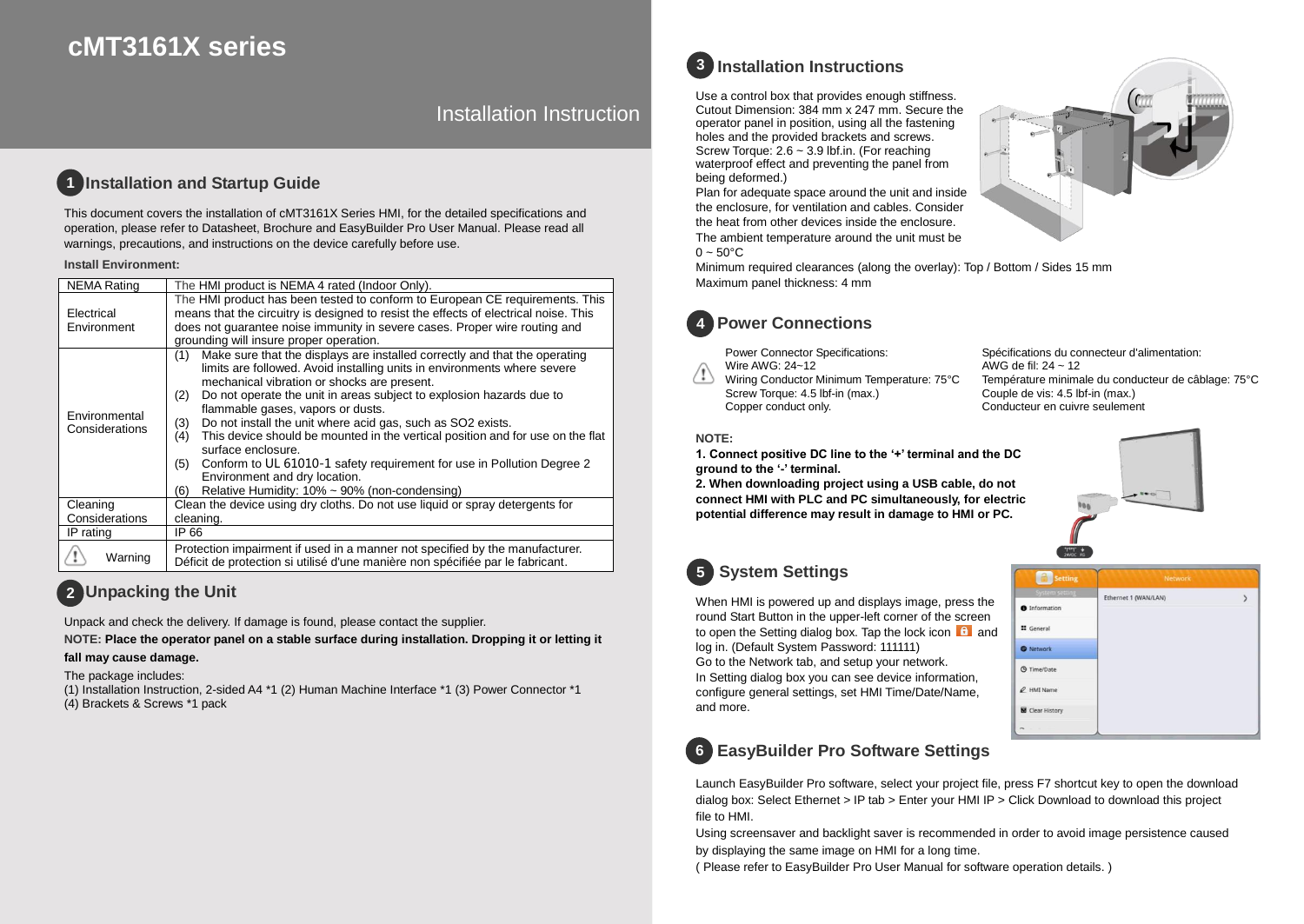# cMT3161X series

## Installation Instruction

## 1 Installation and Startup Guide

This document covers the installation of cMT3161X Series HMI, for the detailed specifications and operation, please refer to Datasheet, Brochure and EasyBuilder Pro User Manual. Please read all warnings, precautions, and instructions on the device carefully before use.

**Install Environment:**

| NEMA Rating | The HMI product is NEMA 4 rated (Indoor Only). |
|---|---|
| Electrical Environment | The HMI product has been tested to conform to European CE requirements. This means that the circuitry is designed to resist the effects of electrical noise. This does not guarantee noise immunity in severe cases. Proper wire routing and grounding will insure proper operation. |
| Environmental Considerations | (1) Make sure that the displays are installed correctly and that the operating limits are followed. Avoid installing units in environments where severe mechanical vibration or shocks are present. (2) Do not operate the unit in areas subject to explosion hazards due to flammable gases, vapors or dusts. (3) Do not install the unit where acid gas, such as $SO_2$ exists. (4) This device should be mounted in the vertical position and for use on the flat surface enclosure. (5) Conform to UL 61010-1 safety requirement for use in Pollution Degree 2 Environment and dry location. (6) Relative Humidity: 10% ~ 90% (non-condensing) |
| Cleaning Considerations | Clean the device using dry cloths. Do not use liquid or spray detergents for cleaning. |
| IP rating | IP 66 |
| Warning | Protection impairment if used in a manner not specified by the manufacturer. Déficit de protection si utilisé d'une manière non spécifiée par le fabricant. |

## 2 Unpacking the Unit

Unpack and check the delivery. If damage is found, please contact the supplier.

**NOTE: Place the operator panel on a stable surface during installation. Dropping it or letting it fall may cause damage.**

The package includes:
(1) Installation Instruction, 2-sided A4 *1 (2) Human Machine Interface *1 (3) Power Connector *1
(4) Brackets & Screws *1 pack

## 3 Installation Instructions

Use a control box that provides enough stiffness. Cutout Dimension: 384 mm x 247 mm. Secure the operator panel in position, using all the fastening holes and the provided brackets and screws. Screw Torque: 2.6 ~ 3.9 lbf.in. (For reaching waterproof effect and preventing the panel from being deformed.)
Plan for adequate space around the unit and inside the enclosure, for ventilation and cables. Consider the heat from other devices inside the enclosure.
The ambient temperature around the unit must be 0 ~ 50°C
Minimum required clearances (along the overlay): Top / Bottom / Sides 15 mm
Maximum panel thickness: 4 mm

## 4 Power Connections

Power Connector Specifications:
Wire AWG: 24~12
Wiring Conductor Minimum Temperature: 75°C
Screw Torque: 4.5 lbf-in (max.)
Copper conduct only.

Spécifications du connecteur d'alimentation:
AWG de fil: 24 ~ 12
Température minimale du conducteur de câblage: 75°C
Couple de vis: 4.5 lbf-in (max.)
Conducteur en cuivre seulement

**NOTE:**
**1. Connect positive DC line to the '+' terminal and the DC ground to the '-' terminal.**
**2. When downloading project using a USB cable, do not connect HMI with PLC and PC simultaneously, for electric potential difference may result in damage to HMI or PC.**

## 5 System Settings

When HMI is powered up and displays image, press the round Start Button in the upper-left corner of the screen to open the Setting dialog box. Tap the lock icon and log in. (Default System Password: 111111)
Go to the Network tab, and setup your network.
In Setting dialog box you can see device information, configure general settings, set HMI Time/Date/Name, and more.

## 6 EasyBuilder Pro Software Settings

Launch EasyBuilder Pro software, select your project file, press F7 shortcut key to open the download dialog box: Select Ethernet > IP tab > Enter your HMI IP > Click Download to download this project file to HMI.
Using screensaver and backlight saver is recommended in order to avoid image persistence caused by displaying the same image on HMI for a long time.
( Please refer to EasyBuilder Pro User Manual for software operation details. )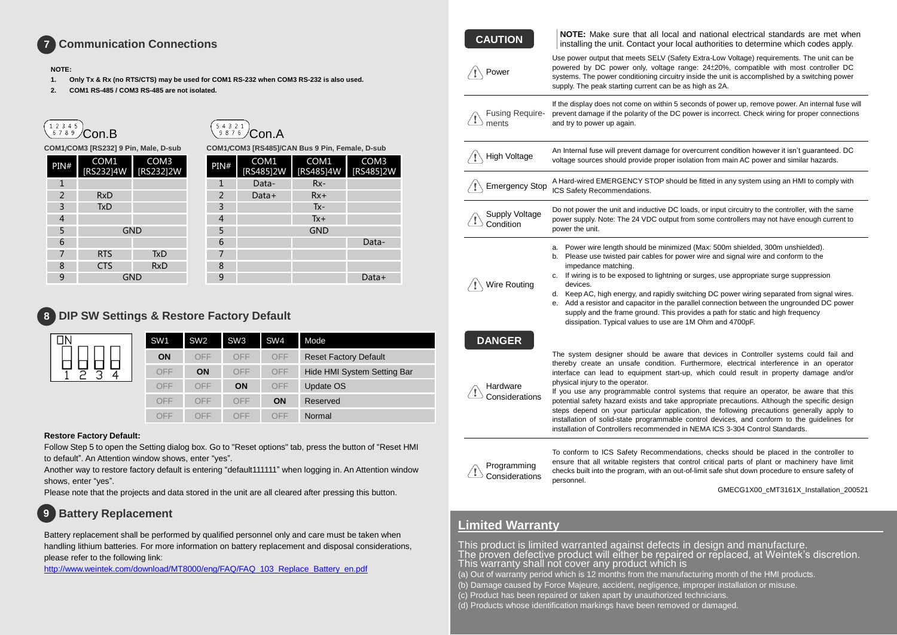## 7 Communication Connections

**NOTE:**

1. **Only Tx & Rx (no RTS/CTS) may be used for COM1 RS-232 when COM3 RS-232 is also used.**
2. **COM1 RS-485 / COM3 RS-485 are not isolated.**

Con.B

**COM1/COM3 [RS232] 9 Pin, Male, D-sub**

| PIN# | COM1 [RS232]4W | COM3 [RS232]2W |
|---|---|---|
| 1 | | |
| 2 | RxD | |
| 3 | TxD | |
| 4 | | |
| 5 | GND | |
| 6 | | |
| 7 | RTS | TxD |
| 8 | CTS | RxD |
| 9 | GND | |

Con.A

**COM1/COM3 [RS485]/CAN Bus 9 Pin, Female, D-sub**

| PIN# | COM1 [RS485]2W | COM1 [RS485]4W | COM3 [RS485]2W |
|---|---|---|---|
| 1 | Data- | Rx- | |
| 2 | Data+ | Rx+ | |
| 3 | | Tx- | |
| 4 | | Tx+ | |
| 5 | GND | | |
| 6 | | | Data- |
| 7 | | | |
| 8 | | | |
| 9 | | | Data+ |

## 8 DIP SW Settings & Restore Factory Default

| SW1 | SW2 | SW3 | SW4 | Mode |
|---|---|---|---|---|
| **ON** | OFF | OFF | OFF | Reset Factory Default |
| OFF | **ON** | OFF | OFF | Hide HMI System Setting Bar |
| OFF | OFF | **ON** | OFF | Update OS |
| OFF | OFF | OFF | **ON** | Reserved |
| OFF | OFF | OFF | OFF | Normal |

**Restore Factory Default:**

Follow Step 5 to open the Setting dialog box. Go to "Reset options" tab, press the button of "Reset HMI to default". An Attention window shows, enter "yes".

Another way to restore factory default is entering "default111111" when logging in. An Attention window shows, enter "yes".

Please note that the projects and data stored in the unit are all cleared after pressing this button.

## 9 Battery Replacement

Battery replacement shall be performed by qualified personnel only and care must be taken when handling lithium batteries. For more information on battery replacement and disposal considerations, please refer to the following link:

http://www.weintek.com/download/MT8000/eng/FAQ/FAQ_103_Replace_Battery_en.pdf

## CAUTION

**NOTE:** Make sure that all local and national electrical standards are met when installing the unit. Contact your local authorities to determine which codes apply.

| | |
|---|---|
| Power | Use power output that meets SELV (Safety Extra-Low Voltage) requirements. The unit can be powered by DC power only, voltage range: 24±20%, compatible with most controller DC systems. The power conditioning circuitry inside the unit is accomplished by a switching power supply. The peak starting current can be as high as 2A. |
| Fusing Requirements | If the display does not come on within 5 seconds of power up, remove power. An internal fuse will prevent damage if the polarity of the DC power is incorrect. Check wiring for proper connections and try to power up again. |
| High Voltage | An Internal fuse will prevent damage for overcurrent condition however it isn't guaranteed. DC voltage sources should provide proper isolation from main AC power and similar hazards. |
| Emergency Stop | A Hard-wired EMERGENCY STOP should be fitted in any system using an HMI to comply with ICS Safety Recommendations. |
| Supply Voltage Condition | Do not power the unit and inductive DC loads, or input circuitry to the controller, with the same power supply. Note: The 24 VDC output from some controllers may not have enough current to power the unit. |
| Wire Routing | a. Power wire length should be minimized (Max: 500m shielded, 300m unshielded). b. Please use twisted pair cables for power wire and signal wire and conform to the impedance matching. c. If wiring is to be exposed to lightning or surges, use appropriate surge suppression devices. d. Keep AC, high energy, and rapidly switching DC power wiring separated from signal wires. e. Add a resistor and capacitor in the parallel connection between the ungrounded DC power supply and the frame ground. This provides a path for static and high frequency dissipation. Typical values to use are 1M Ohm and 4700pF. |

## DANGER

| | |
|---|---|
| Hardware Considerations | The system designer should be aware that devices in Controller systems could fail and thereby create an unsafe condition. Furthermore, electrical interference in an operator interface can lead to equipment start-up, which could result in property damage and/or physical injury to the operator. If you use any programmable control systems that require an operator, be aware that this potential safety hazard exists and take appropriate precautions. Although the specific design steps depend on your particular application, the following precautions generally apply to installation of solid-state programmable control devices, and conform to the guidelines for installation of Controllers recommended in NEMA ICS 3-304 Control Standards. |
| Programming Considerations | To conform to ICS Safety Recommendations, checks should be placed in the controller to ensure that all writable registers that control critical parts of plant or machinery have limit checks built into the program, with an out-of-limit safe shut down procedure to ensure safety of personnel. |

GMECG1X00_cMT3161X_Installation_200521

## Limited Warranty

This product is limited warranted against defects in design and manufacture.
The proven defective product will either be repaired or replaced, at Weintek's discretion.
This warranty shall not cover any product which is

(a) Out of warranty period which is 12 months from the manufacturing month of the HMI products.
(b) Damage caused by Force Majeure, accident, negligence, improper installation or misuse.
(c) Product has been repaired or taken apart by unauthorized technicians.
(d) Products whose identification markings have been removed or damaged.